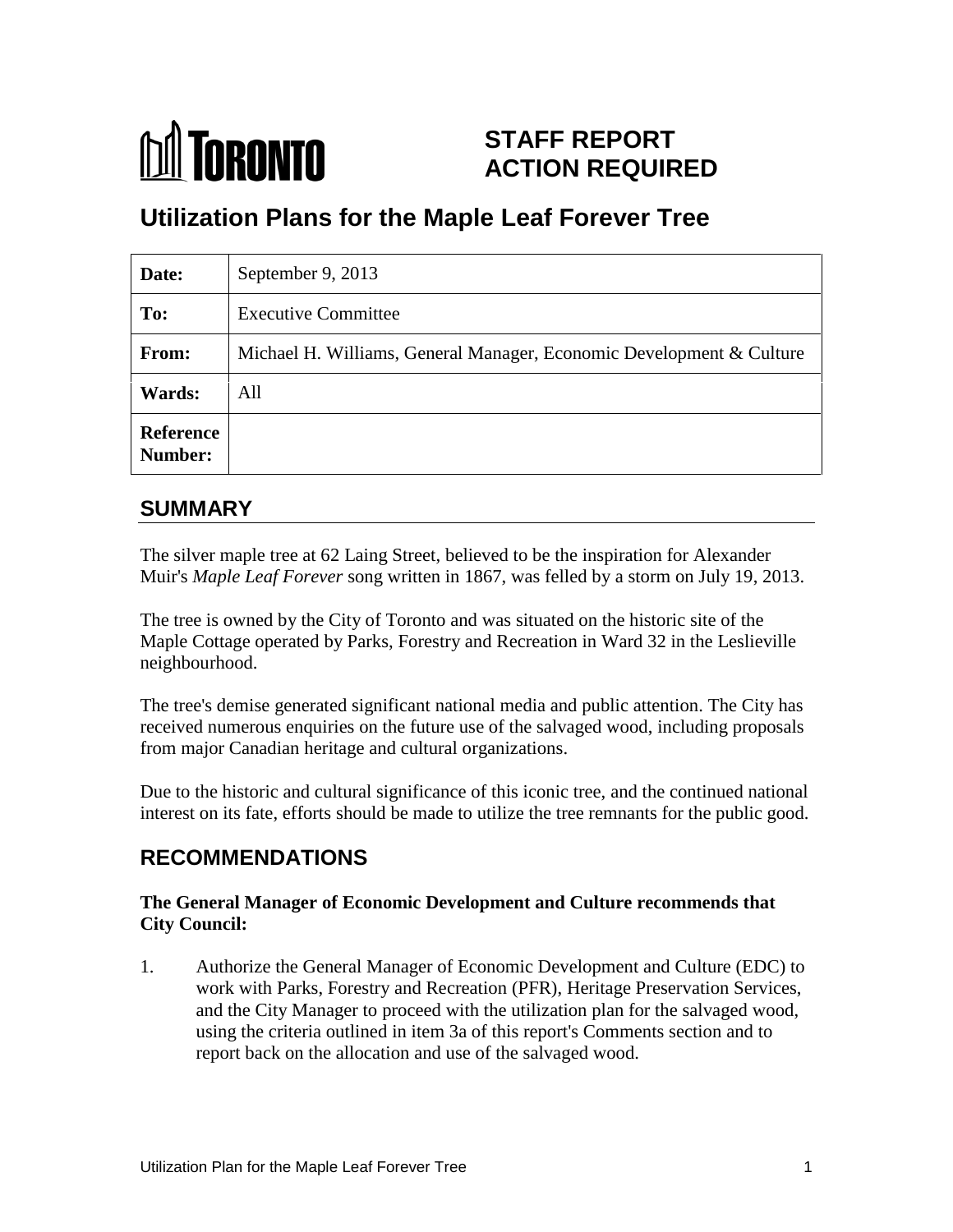**TORONTO**

# STAFF REPORT ACTION REQUIRED

## Utilization Plans for the Maple Leaf Forever Tree

| | |
|---|---|
| **Date:** | September 9, 2013 |
| **To:** | Executive Committee |
| **From:** | Michael H. Williams, General Manager, Economic Development & Culture |
| **Wards:** | All |
| **Reference Number:** | |

## SUMMARY

The silver maple tree at 62 Laing Street, believed to be the inspiration for Alexander Muir's *Maple Leaf Forever* song written in 1867, was felled by a storm on July 19, 2013.

The tree is owned by the City of Toronto and was situated on the historic site of the Maple Cottage operated by Parks, Forestry and Recreation in Ward 32 in the Leslieville neighbourhood.

The tree's demise generated significant national media and public attention. The City has received numerous enquiries on the future use of the salvaged wood, including proposals from major Canadian heritage and cultural organizations.

Due to the historic and cultural significance of this iconic tree, and the continued national interest on its fate, efforts should be made to utilize the tree remnants for the public good.

## RECOMMENDATIONS

**The General Manager of Economic Development and Culture recommends that City Council:**

1. Authorize the General Manager of Economic Development and Culture (EDC) to work with Parks, Forestry and Recreation (PFR), Heritage Preservation Services, and the City Manager to proceed with the utilization plan for the salvaged wood, using the criteria outlined in item 3a of this report's Comments section and to report back on the allocation and use of the salvaged wood.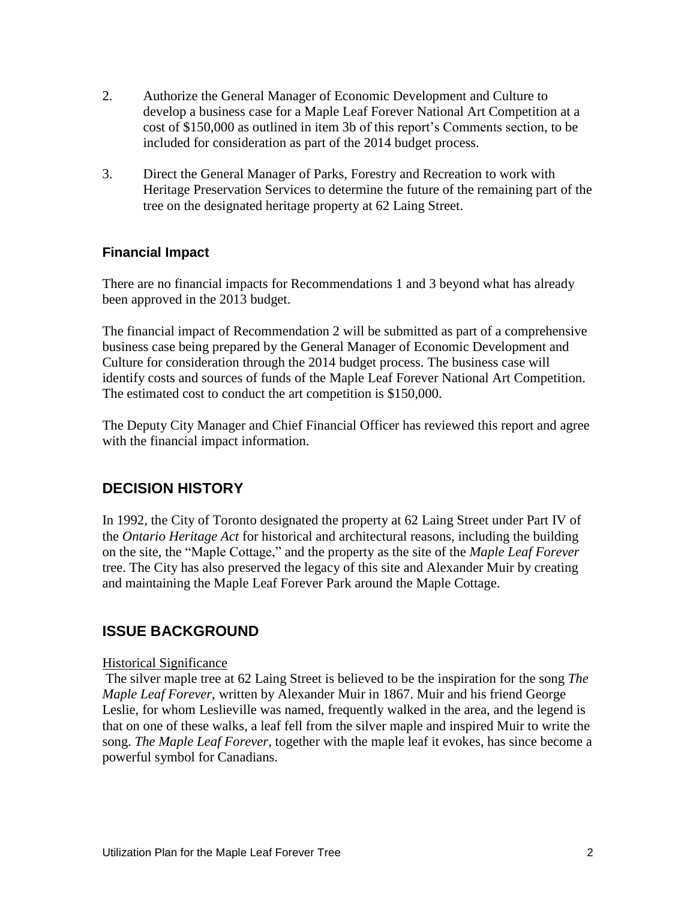2. Authorize the General Manager of Economic Development and Culture to develop a business case for a Maple Leaf Forever National Art Competition at a cost of $150,000 as outlined in item 3b of this report's Comments section, to be included for consideration as part of the 2014 budget process.

3. Direct the General Manager of Parks, Forestry and Recreation to work with Heritage Preservation Services to determine the future of the remaining part of the tree on the designated heritage property at 62 Laing Street.

### Financial Impact

There are no financial impacts for Recommendations 1 and 3 beyond what has already been approved in the 2013 budget.

The financial impact of Recommendation 2 will be submitted as part of a comprehensive business case being prepared by the General Manager of Economic Development and Culture for consideration through the 2014 budget process. The business case will identify costs and sources of funds of the Maple Leaf Forever National Art Competition. The estimated cost to conduct the art competition is $150,000.

The Deputy City Manager and Chief Financial Officer has reviewed this report and agree with the financial impact information.

## DECISION HISTORY

In 1992, the City of Toronto designated the property at 62 Laing Street under Part IV of the *Ontario Heritage Act* for historical and architectural reasons, including the building on the site, the "Maple Cottage," and the property as the site of the *Maple Leaf Forever* tree. The City has also preserved the legacy of this site and Alexander Muir by creating and maintaining the Maple Leaf Forever Park around the Maple Cottage.

## ISSUE BACKGROUND

Historical Significance

The silver maple tree at 62 Laing Street is believed to be the inspiration for the song *The Maple Leaf Forever*, written by Alexander Muir in 1867. Muir and his friend George Leslie, for whom Leslieville was named, frequently walked in the area, and the legend is that on one of these walks, a leaf fell from the silver maple and inspired Muir to write the song. *The Maple Leaf Forever*, together with the maple leaf it evokes, has since become a powerful symbol for Canadians.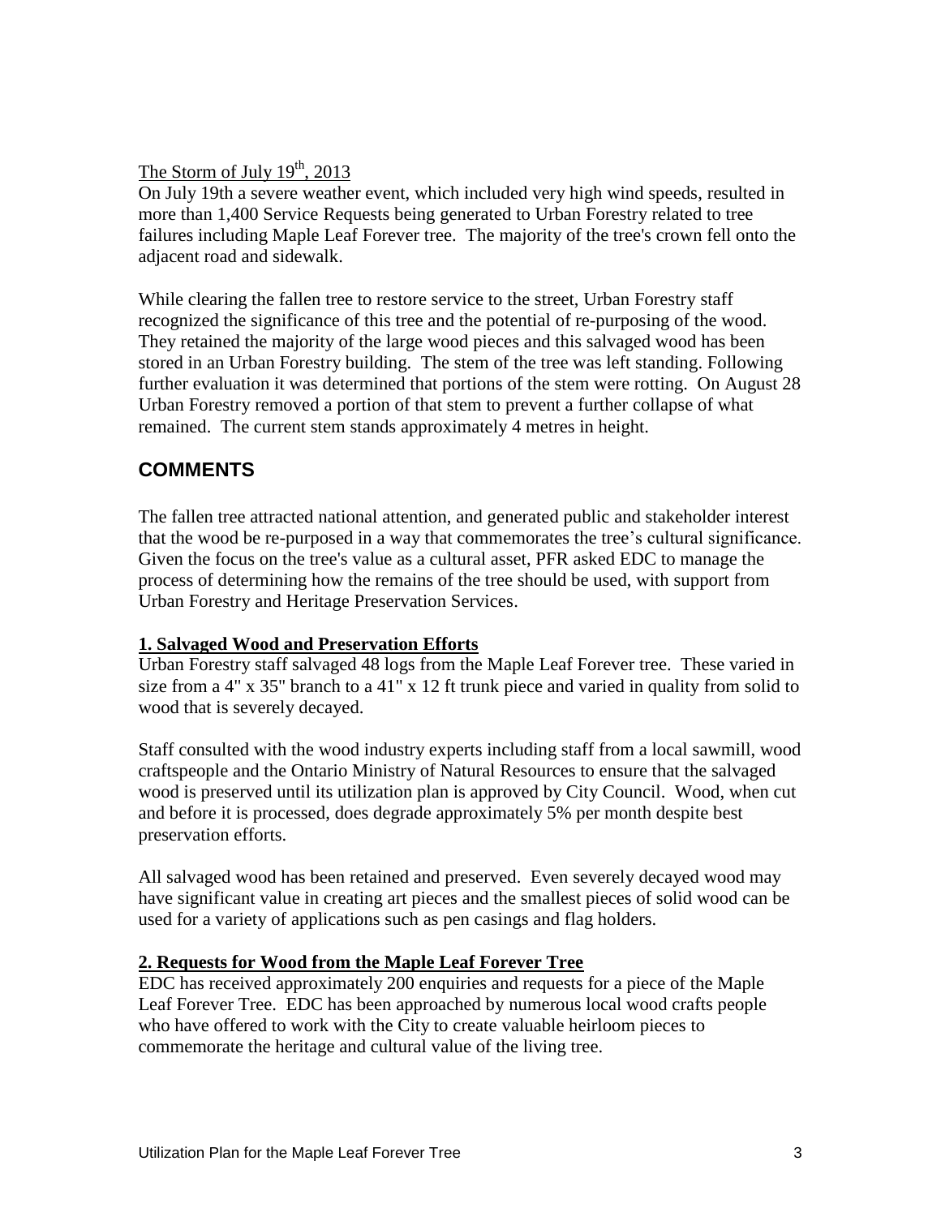The Storm of July 19th, 2013

On July 19th a severe weather event, which included very high wind speeds, resulted in more than 1,400 Service Requests being generated to Urban Forestry related to tree failures including Maple Leaf Forever tree. The majority of the tree's crown fell onto the adjacent road and sidewalk.

While clearing the fallen tree to restore service to the street, Urban Forestry staff recognized the significance of this tree and the potential of re-purposing of the wood. They retained the majority of the large wood pieces and this salvaged wood has been stored in an Urban Forestry building. The stem of the tree was left standing. Following further evaluation it was determined that portions of the stem were rotting. On August 28 Urban Forestry removed a portion of that stem to prevent a further collapse of what remained. The current stem stands approximately 4 metres in height.

## COMMENTS

The fallen tree attracted national attention, and generated public and stakeholder interest that the wood be re-purposed in a way that commemorates the tree's cultural significance. Given the focus on the tree's value as a cultural asset, PFR asked EDC to manage the process of determining how the remains of the tree should be used, with support from Urban Forestry and Heritage Preservation Services.

### 1. Salvaged Wood and Preservation Efforts

Urban Forestry staff salvaged 48 logs from the Maple Leaf Forever tree. These varied in size from a 4" x 35" branch to a 41" x 12 ft trunk piece and varied in quality from solid to wood that is severely decayed.

Staff consulted with the wood industry experts including staff from a local sawmill, wood craftspeople and the Ontario Ministry of Natural Resources to ensure that the salvaged wood is preserved until its utilization plan is approved by City Council. Wood, when cut and before it is processed, does degrade approximately 5% per month despite best preservation efforts.

All salvaged wood has been retained and preserved. Even severely decayed wood may have significant value in creating art pieces and the smallest pieces of solid wood can be used for a variety of applications such as pen casings and flag holders.

### 2. Requests for Wood from the Maple Leaf Forever Tree

EDC has received approximately 200 enquiries and requests for a piece of the Maple Leaf Forever Tree. EDC has been approached by numerous local wood crafts people who have offered to work with the City to create valuable heirloom pieces to commemorate the heritage and cultural value of the living tree.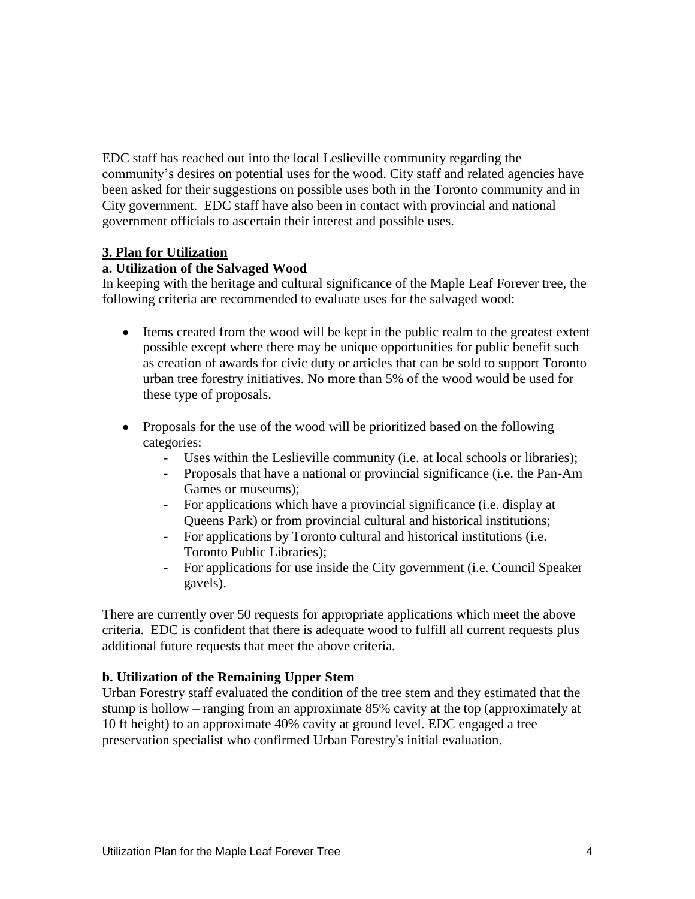EDC staff has reached out into the local Leslieville community regarding the community's desires on potential uses for the wood. City staff and related agencies have been asked for their suggestions on possible uses both in the Toronto community and in City government. EDC staff have also been in contact with provincial and national government officials to ascertain their interest and possible uses.

## 3. Plan for Utilization

### a. Utilization of the Salvaged Wood

In keeping with the heritage and cultural significance of the Maple Leaf Forever tree, the following criteria are recommended to evaluate uses for the salvaged wood:

- Items created from the wood will be kept in the public realm to the greatest extent possible except where there may be unique opportunities for public benefit such as creation of awards for civic duty or articles that can be sold to support Toronto urban tree forestry initiatives. No more than 5% of the wood would be used for these type of proposals.

- Proposals for the use of the wood will be prioritized based on the following categories:
  - Uses within the Leslieville community (i.e. at local schools or libraries);
  - Proposals that have a national or provincial significance (i.e. the Pan-Am Games or museums);
  - For applications which have a provincial significance (i.e. display at Queens Park) or from provincial cultural and historical institutions;
  - For applications by Toronto cultural and historical institutions (i.e. Toronto Public Libraries);
  - For applications for use inside the City government (i.e. Council Speaker gavels).

There are currently over 50 requests for appropriate applications which meet the above criteria. EDC is confident that there is adequate wood to fulfill all current requests plus additional future requests that meet the above criteria.

### b. Utilization of the Remaining Upper Stem

Urban Forestry staff evaluated the condition of the tree stem and they estimated that the stump is hollow – ranging from an approximate 85% cavity at the top (approximately at 10 ft height) to an approximate 40% cavity at ground level. EDC engaged a tree preservation specialist who confirmed Urban Forestry's initial evaluation.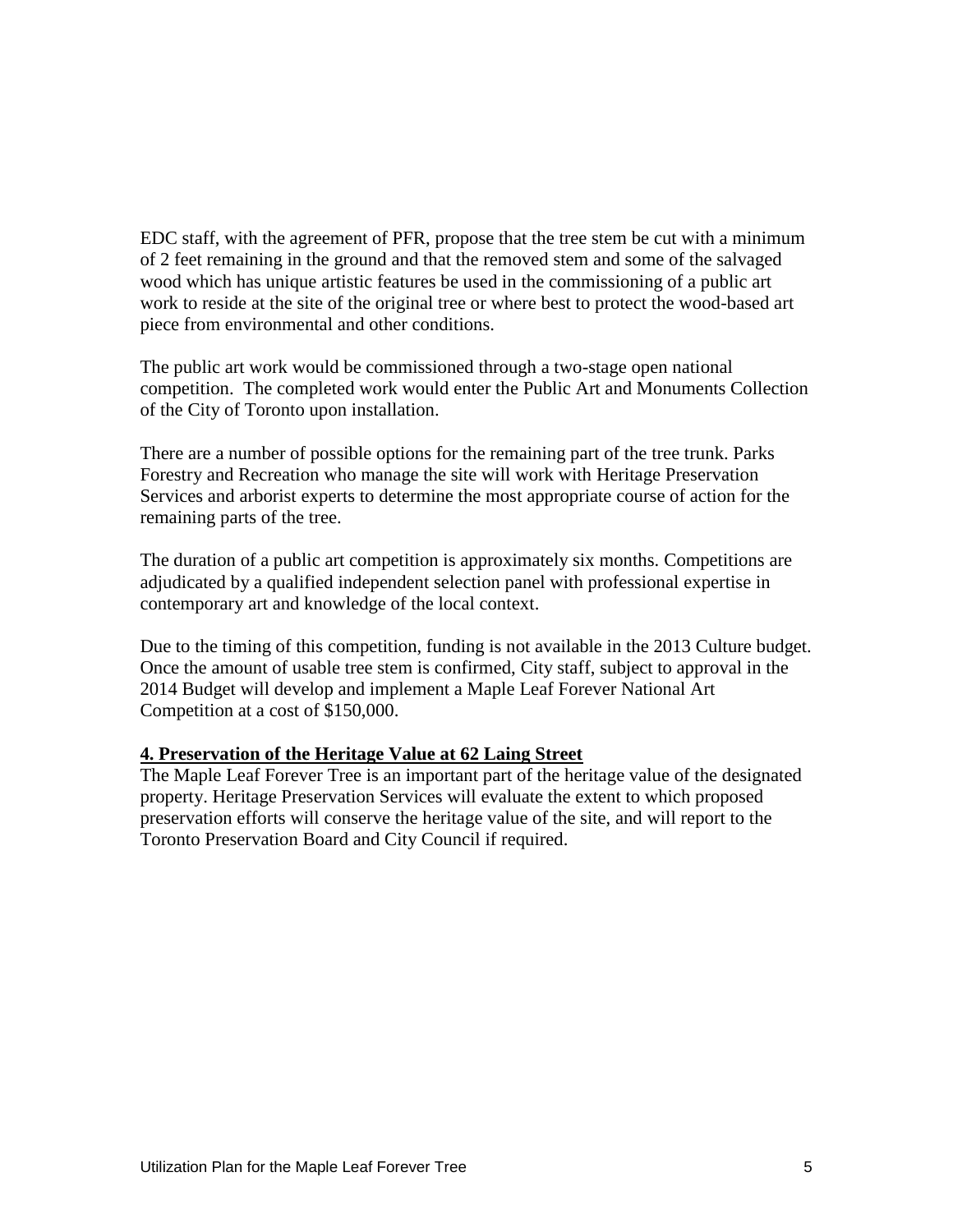EDC staff, with the agreement of PFR, propose that the tree stem be cut with a minimum of 2 feet remaining in the ground and that the removed stem and some of the salvaged wood which has unique artistic features be used in the commissioning of a public art work to reside at the site of the original tree or where best to protect the wood-based art piece from environmental and other conditions.

The public art work would be commissioned through a two-stage open national competition. The completed work would enter the Public Art and Monuments Collection of the City of Toronto upon installation.

There are a number of possible options for the remaining part of the tree trunk. Parks Forestry and Recreation who manage the site will work with Heritage Preservation Services and arborist experts to determine the most appropriate course of action for the remaining parts of the tree.

The duration of a public art competition is approximately six months. Competitions are adjudicated by a qualified independent selection panel with professional expertise in contemporary art and knowledge of the local context.

Due to the timing of this competition, funding is not available in the 2013 Culture budget. Once the amount of usable tree stem is confirmed, City staff, subject to approval in the 2014 Budget will develop and implement a Maple Leaf Forever National Art Competition at a cost of $150,000.

## 4. Preservation of the Heritage Value at 62 Laing Street

The Maple Leaf Forever Tree is an important part of the heritage value of the designated property. Heritage Preservation Services will evaluate the extent to which proposed preservation efforts will conserve the heritage value of the site, and will report to the Toronto Preservation Board and City Council if required.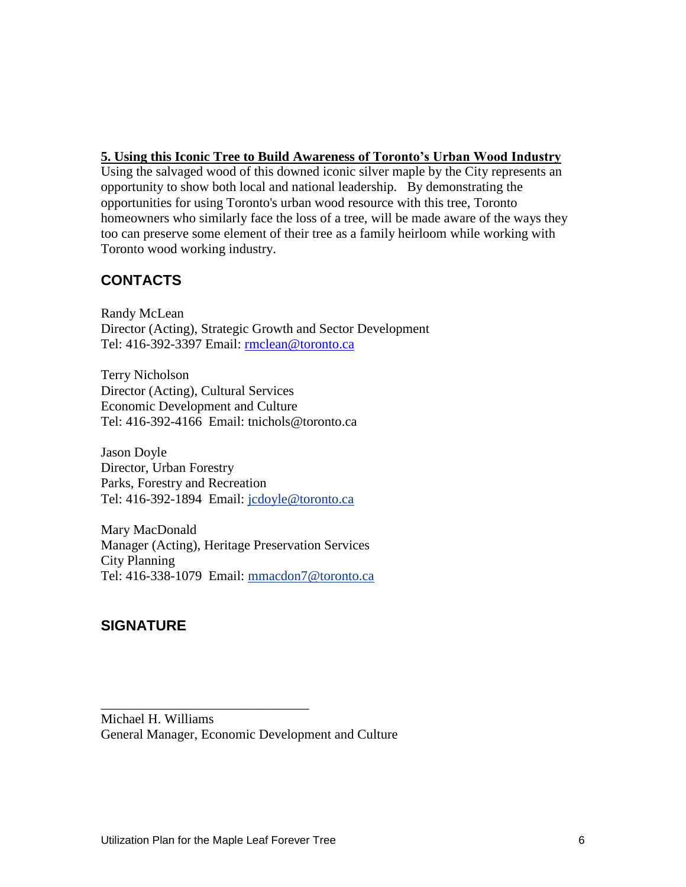**5. Using this Iconic Tree to Build Awareness of Toronto's Urban Wood Industry**

Using the salvaged wood of this downed iconic silver maple by the City represents an opportunity to show both local and national leadership. By demonstrating the opportunities for using Toronto's urban wood resource with this tree, Toronto homeowners who similarly face the loss of a tree, will be made aware of the ways they too can preserve some element of their tree as a family heirloom while working with Toronto wood working industry.

## CONTACTS

Randy McLean  
Director (Acting), Strategic Growth and Sector Development  
Tel: 416-392-3397 Email: rmclean@toronto.ca

Terry Nicholson  
Director (Acting), Cultural Services  
Economic Development and Culture  
Tel: 416-392-4166 Email: tnichols@toronto.ca

Jason Doyle  
Director, Urban Forestry  
Parks, Forestry and Recreation  
Tel: 416-392-1894 Email: jcdoyle@toronto.ca

Mary MacDonald  
Manager (Acting), Heritage Preservation Services  
City Planning  
Tel: 416-338-1079 Email: mmacdon7@toronto.ca

## SIGNATURE

_______________________________

Michael H. Williams  
General Manager, Economic Development and Culture